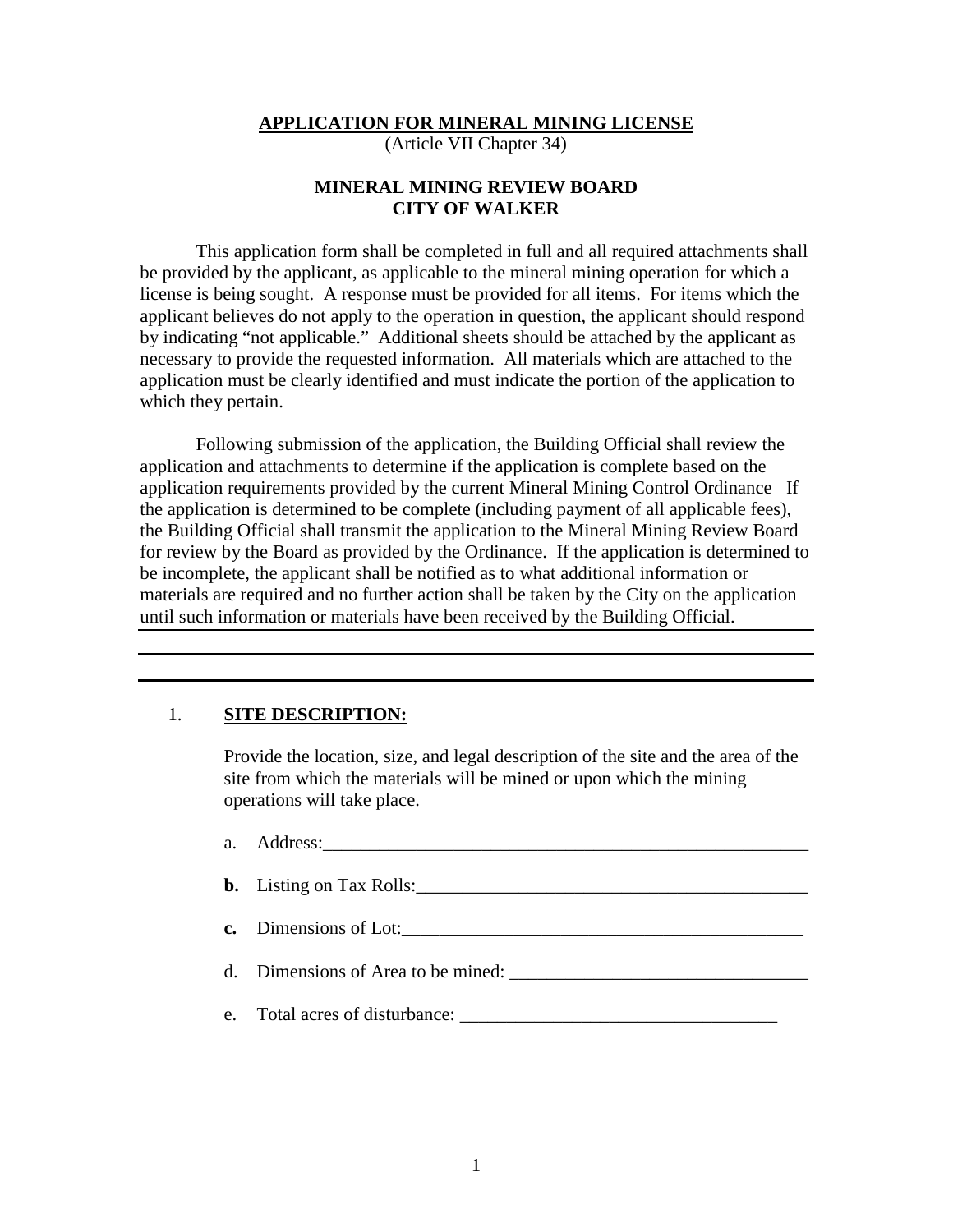# APPLICATION FOR MINERAL MINING LICENSE

(Article VII Chapter 34)

## MINERAL MINING REVIEW BOARD
## CITY OF WALKER

This application form shall be completed in full and all required attachments shall be provided by the applicant, as applicable to the mineral mining operation for which a license is being sought. A response must be provided for all items. For items which the applicant believes do not apply to the operation in question, the applicant should respond by indicating "not applicable." Additional sheets should be attached by the applicant as necessary to provide the requested information. All materials which are attached to the application must be clearly identified and must indicate the portion of the application to which they pertain.

Following submission of the application, the Building Official shall review the application and attachments to determine if the application is complete based on the application requirements provided by the current Mineral Mining Control Ordinance If the application is determined to be complete (including payment of all applicable fees), the Building Official shall transmit the application to the Mineral Mining Review Board for review by the Board as provided by the Ordinance. If the application is determined to be incomplete, the applicant shall be notified as to what additional information or materials are required and no further action shall be taken by the City on the application until such information or materials have been received by the Building Official.

---

1. **SITE DESCRIPTION:**

   Provide the location, size, and legal description of the site and the area of the site from which the materials will be mined or upon which the mining operations will take place.

   a. Address:_______________________________________________________

   **b.** Listing on Tax Rolls:__________________________________________

   **c.** Dimensions of Lot:____________________________________________

   d. Dimensions of Area to be mined: ________________________________

   e. Total acres of disturbance: _________________________________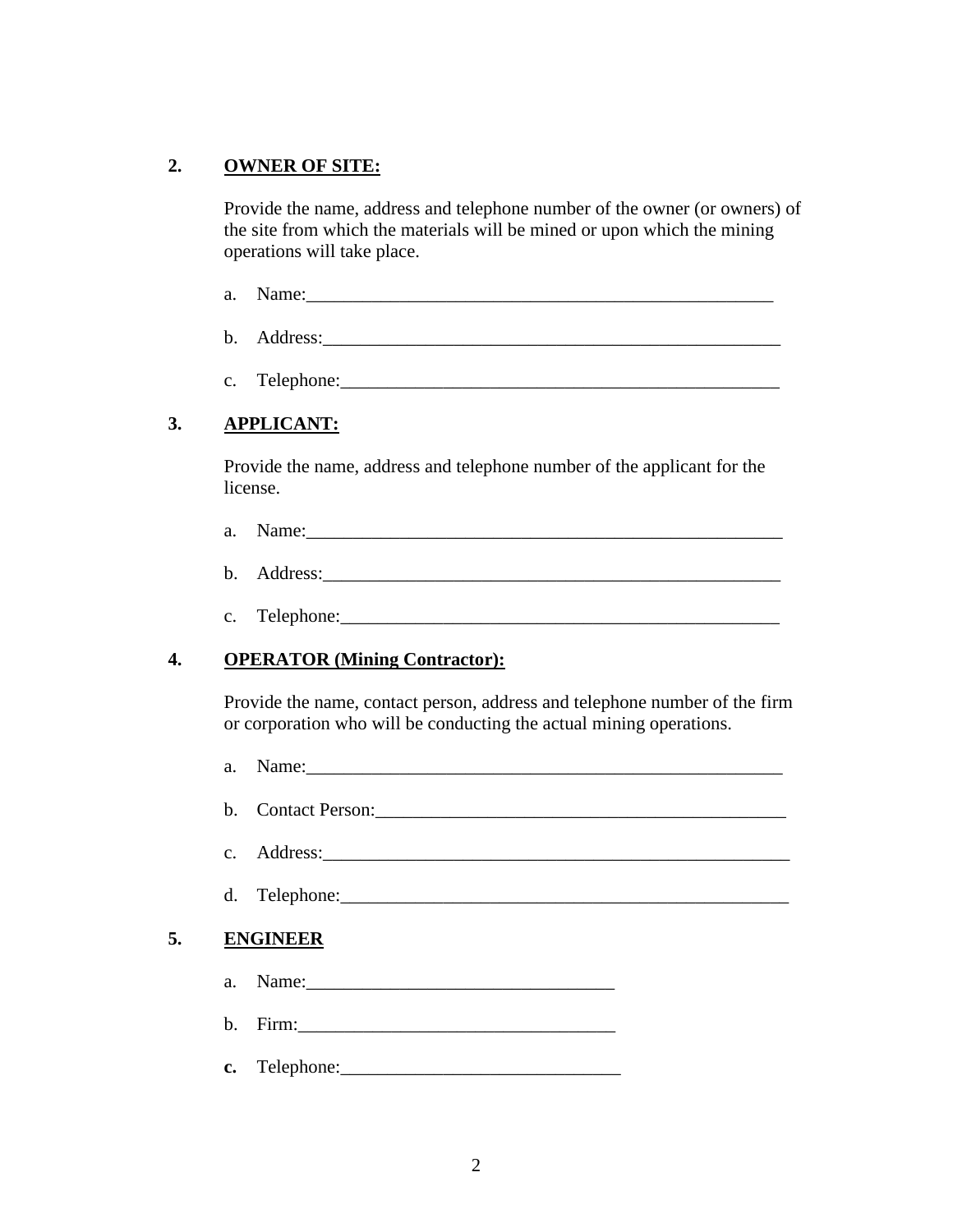**2.** **<u>OWNER OF SITE:</u>**

Provide the name, address and telephone number of the owner (or owners) of the site from which the materials will be mined or upon which the mining operations will take place.

a. Name:_____________________________________________________

b. Address:___________________________________________________

c. Telephone:_________________________________________________

**3.** **<u>APPLICANT:</u>**

Provide the name, address and telephone number of the applicant for the license.

a. Name:_____________________________________________________

b. Address:___________________________________________________

c. Telephone:_________________________________________________

**4.** **<u>OPERATOR (Mining Contractor):</u>**

Provide the name, contact person, address and telephone number of the firm or corporation who will be conducting the actual mining operations.

a. Name:_____________________________________________________

b. Contact Person:_____________________________________________

c. Address:___________________________________________________

d. Telephone:_________________________________________________

**5.** **<u>ENGINEER</u>**

a. Name:_________________________________

b. Firm:__________________________________

**c.** Telephone:______________________________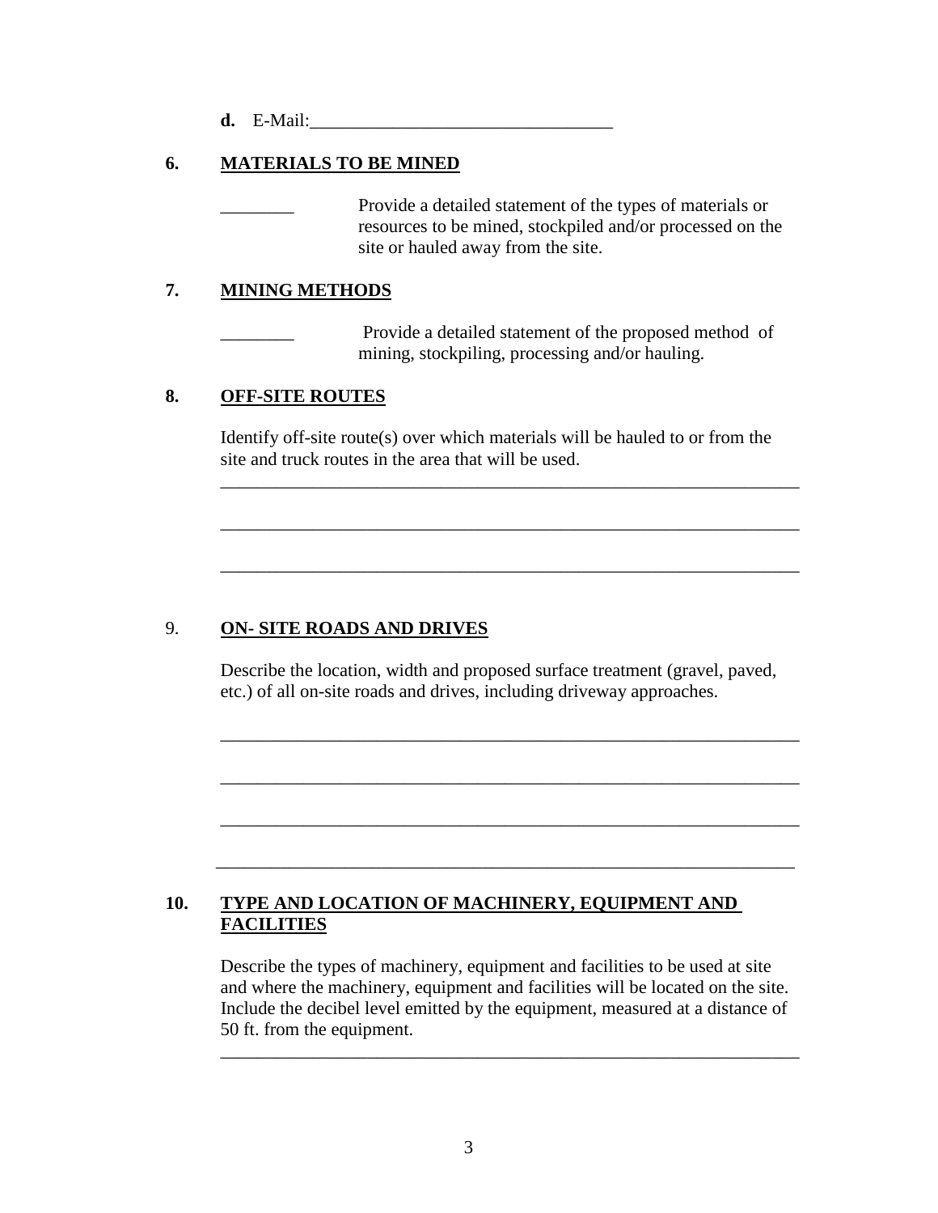**d.** E-Mail:\_\_\_\_\_\_\_\_\_\_\_\_\_\_\_\_\_\_\_\_\_\_\_\_\_\_\_\_\_\_\_\_\_

## 6. MATERIALS TO BE MINED

\_\_\_\_\_\_\_\_ Provide a detailed statement of the types of materials or resources to be mined, stockpiled and/or processed on the site or hauled away from the site.

## 7. MINING METHODS

\_\_\_\_\_\_\_\_ Provide a detailed statement of the proposed method of mining, stockpiling, processing and/or hauling.

## 8. OFF-SITE ROUTES

Identify off-site route(s) over which materials will be hauled to or from the site and truck routes in the area that will be used.

\_\_\_\_\_\_\_\_\_\_\_\_\_\_\_\_\_\_\_\_\_\_\_\_\_\_\_\_\_\_\_\_\_\_\_\_\_\_\_\_\_\_\_\_\_\_\_\_\_\_\_\_\_\_\_\_\_\_\_\_\_\_

\_\_\_\_\_\_\_\_\_\_\_\_\_\_\_\_\_\_\_\_\_\_\_\_\_\_\_\_\_\_\_\_\_\_\_\_\_\_\_\_\_\_\_\_\_\_\_\_\_\_\_\_\_\_\_\_\_\_\_\_\_\_

\_\_\_\_\_\_\_\_\_\_\_\_\_\_\_\_\_\_\_\_\_\_\_\_\_\_\_\_\_\_\_\_\_\_\_\_\_\_\_\_\_\_\_\_\_\_\_\_\_\_\_\_\_\_\_\_\_\_\_\_\_\_

## 9. ON- SITE ROADS AND DRIVES

Describe the location, width and proposed surface treatment (gravel, paved, etc.) of all on-site roads and drives, including driveway approaches.

\_\_\_\_\_\_\_\_\_\_\_\_\_\_\_\_\_\_\_\_\_\_\_\_\_\_\_\_\_\_\_\_\_\_\_\_\_\_\_\_\_\_\_\_\_\_\_\_\_\_\_\_\_\_\_\_\_\_\_\_\_\_

\_\_\_\_\_\_\_\_\_\_\_\_\_\_\_\_\_\_\_\_\_\_\_\_\_\_\_\_\_\_\_\_\_\_\_\_\_\_\_\_\_\_\_\_\_\_\_\_\_\_\_\_\_\_\_\_\_\_\_\_\_\_

\_\_\_\_\_\_\_\_\_\_\_\_\_\_\_\_\_\_\_\_\_\_\_\_\_\_\_\_\_\_\_\_\_\_\_\_\_\_\_\_\_\_\_\_\_\_\_\_\_\_\_\_\_\_\_\_\_\_\_\_\_\_

\_\_\_\_\_\_\_\_\_\_\_\_\_\_\_\_\_\_\_\_\_\_\_\_\_\_\_\_\_\_\_\_\_\_\_\_\_\_\_\_\_\_\_\_\_\_\_\_\_\_\_\_\_\_\_\_\_\_\_\_\_\_

## 10. TYPE AND LOCATION OF MACHINERY, EQUIPMENT AND FACILITIES

Describe the types of machinery, equipment and facilities to be used at site and where the machinery, equipment and facilities will be located on the site. Include the decibel level emitted by the equipment, measured at a distance of 50 ft. from the equipment.

\_\_\_\_\_\_\_\_\_\_\_\_\_\_\_\_\_\_\_\_\_\_\_\_\_\_\_\_\_\_\_\_\_\_\_\_\_\_\_\_\_\_\_\_\_\_\_\_\_\_\_\_\_\_\_\_\_\_\_\_\_\_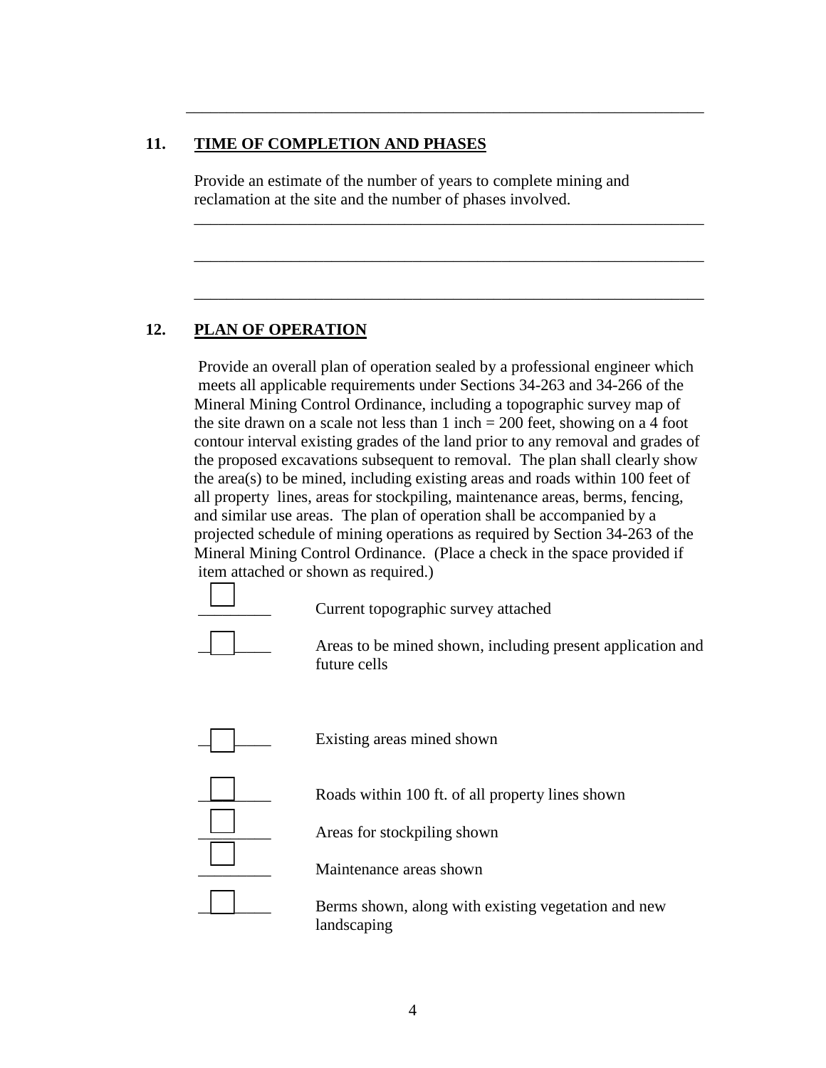_______________________________________________________________

## 11. TIME OF COMPLETION AND PHASES

Provide an estimate of the number of years to complete mining and reclamation at the site and the number of phases involved.

_______________________________________________________________

_______________________________________________________________

_______________________________________________________________

## 12. PLAN OF OPERATION

Provide an overall plan of operation sealed by a professional engineer which meets all applicable requirements under Sections 34-263 and 34-266 of the Mineral Mining Control Ordinance, including a topographic survey map of the site drawn on a scale not less than 1 inch = 200 feet, showing on a 4 foot contour interval existing grades of the land prior to any removal and grades of the proposed excavations subsequent to removal. The plan shall clearly show the area(s) to be mined, including existing areas and roads within 100 feet of all property lines, areas for stockpiling, maintenance areas, berms, fencing, and similar use areas. The plan of operation shall be accompanied by a projected schedule of mining operations as required by Section 34-263 of the Mineral Mining Control Ordinance. (Place a check in the space provided if item attached or shown as required.)

- ☐ Current topographic survey attached
- ☐ Areas to be mined shown, including present application and future cells
- ☐ Existing areas mined shown
- ☐ Roads within 100 ft. of all property lines shown
- ☐ Areas for stockpiling shown
- ☐ Maintenance areas shown
- ☐ Berms shown, along with existing vegetation and new landscaping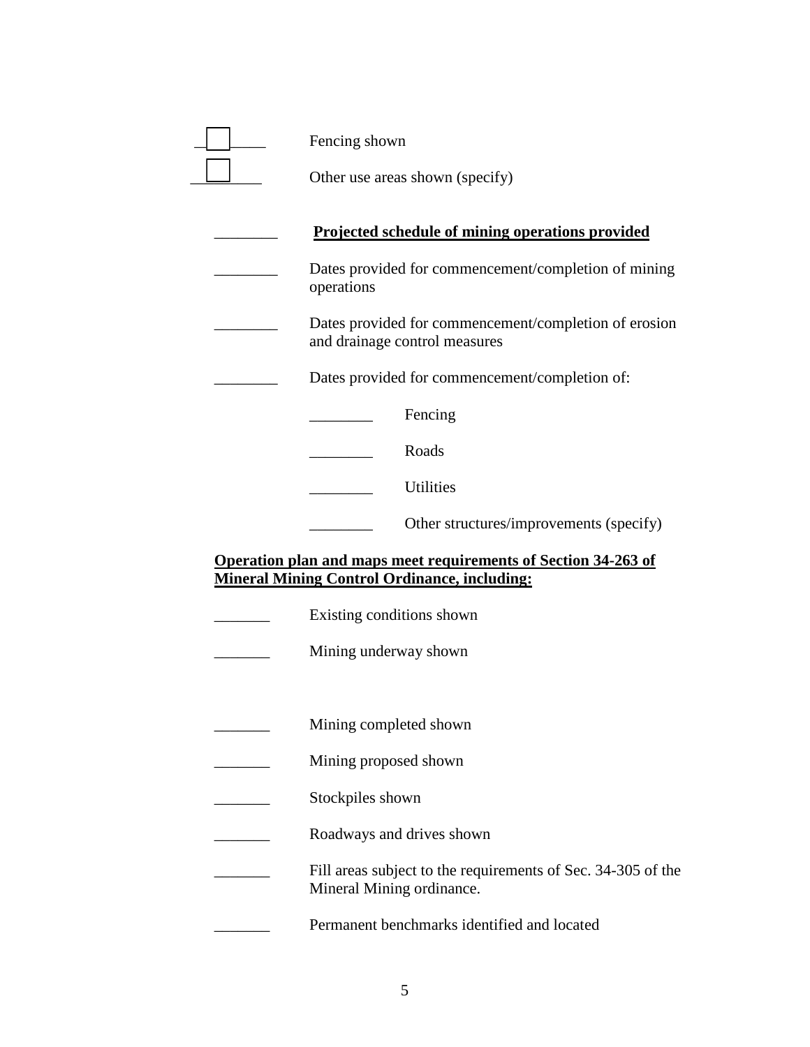☐ Fencing shown

☐ Other use areas shown (specify)

________ **<u>Projected schedule of mining operations provided</u>**

________ Dates provided for commencement/completion of mining operations

________ Dates provided for commencement/completion of erosion and drainage control measures

________ Dates provided for commencement/completion of:

- ________ Fencing
- ________ Roads
- ________ Utilities
- ________ Other structures/improvements (specify)

**<u>Operation plan and maps meet requirements of Section 34-263 of Mineral Mining Control Ordinance, including:</u>**

_______ Existing conditions shown

_______ Mining underway shown

_______ Mining completed shown

_______ Mining proposed shown

_______ Stockpiles shown

_______ Roadways and drives shown

_______ Fill areas subject to the requirements of Sec. 34-305 of the Mineral Mining ordinance.

_______ Permanent benchmarks identified and located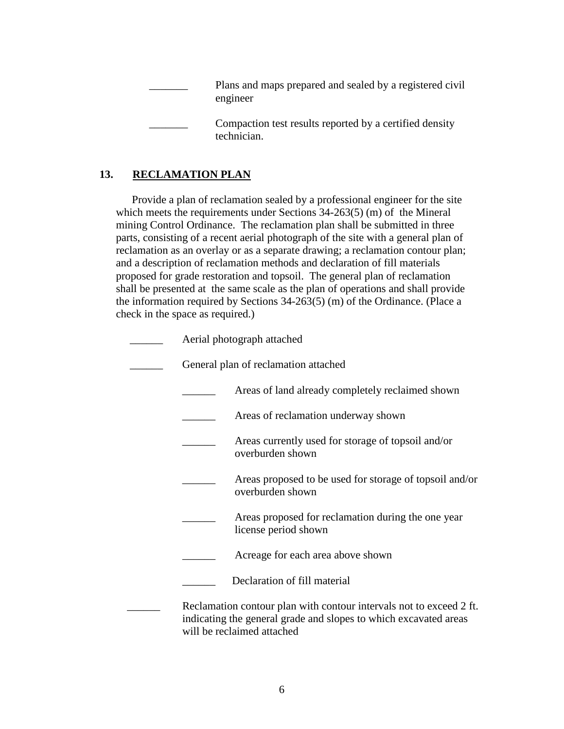_______ Plans and maps prepared and sealed by a registered civil engineer

_______ Compaction test results reported by a certified density technician.

## 13. RECLAMATION PLAN

Provide a plan of reclamation sealed by a professional engineer for the site which meets the requirements under Sections 34-263(5) (m) of the Mineral mining Control Ordinance. The reclamation plan shall be submitted in three parts, consisting of a recent aerial photograph of the site with a general plan of reclamation as an overlay or as a separate drawing; a reclamation contour plan; and a description of reclamation methods and declaration of fill materials proposed for grade restoration and topsoil. The general plan of reclamation shall be presented at the same scale as the plan of operations and shall provide the information required by Sections 34-263(5) (m) of the Ordinance. (Place a check in the space as required.)

______ Aerial photograph attached

______ General plan of reclamation attached

- ______ Areas of land already completely reclaimed shown
- ______ Areas of reclamation underway shown
- ______ Areas currently used for storage of topsoil and/or overburden shown
- ______ Areas proposed to be used for storage of topsoil and/or overburden shown
- ______ Areas proposed for reclamation during the one year license period shown
- ______ Acreage for each area above shown
- ______ Declaration of fill material

______ Reclamation contour plan with contour intervals not to exceed 2 ft. indicating the general grade and slopes to which excavated areas will be reclaimed attached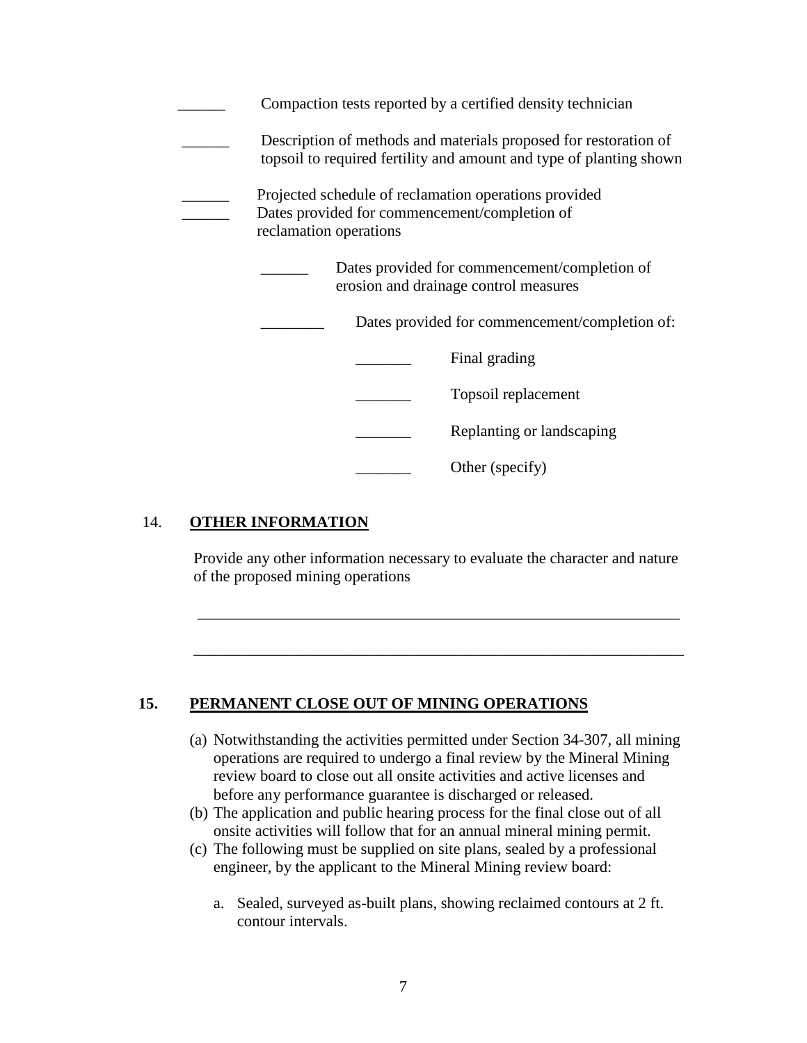______ Compaction tests reported by a certified density technician

______ Description of methods and materials proposed for restoration of topsoil to required fertility and amount and type of planting shown

______ Projected schedule of reclamation operations provided
______ Dates provided for commencement/completion of reclamation operations

- ______ Dates provided for commencement/completion of erosion and drainage control measures

- ________ Dates provided for commencement/completion of:

  - _______ Final grading
  - _______ Topsoil replacement
  - _______ Replanting or landscaping
  - _______ Other (specify)

## 14. **OTHER INFORMATION**

Provide any other information necessary to evaluate the character and nature of the proposed mining operations

_______________________________________________________________

_______________________________________________________________

## 15. **PERMANENT CLOSE OUT OF MINING OPERATIONS**

(a) Notwithstanding the activities permitted under Section 34-307, all mining operations are required to undergo a final review by the Mineral Mining review board to close out all onsite activities and active licenses and before any performance guarantee is discharged or released.

(b) The application and public hearing process for the final close out of all onsite activities will follow that for an annual mineral mining permit.

(c) The following must be supplied on site plans, sealed by a professional engineer, by the applicant to the Mineral Mining review board:

   a. Sealed, surveyed as-built plans, showing reclaimed contours at 2 ft. contour intervals.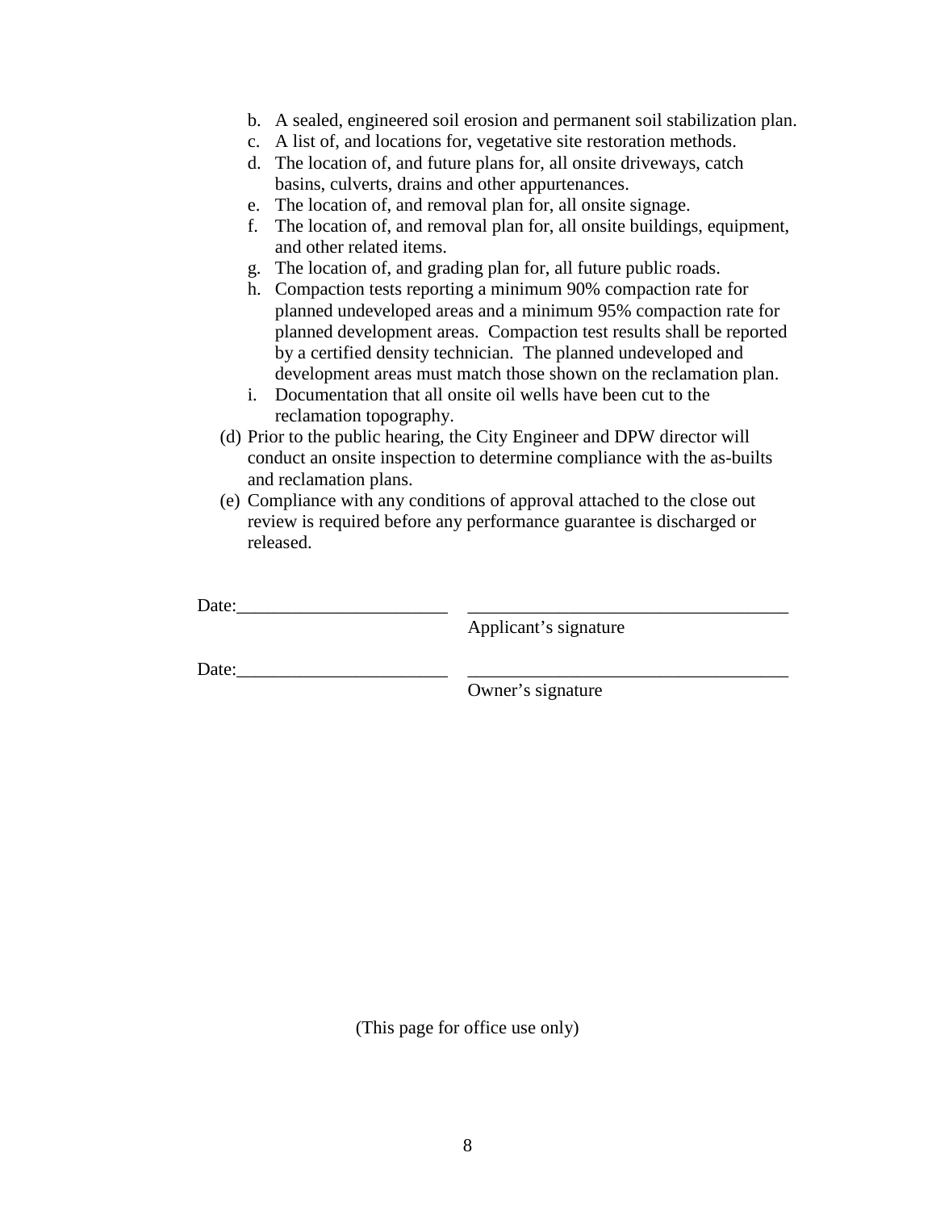b. A sealed, engineered soil erosion and permanent soil stabilization plan.
c. A list of, and locations for, vegetative site restoration methods.
d. The location of, and future plans for, all onsite driveways, catch basins, culverts, drains and other appurtenances.
e. The location of, and removal plan for, all onsite signage.
f. The location of, and removal plan for, all onsite buildings, equipment, and other related items.
g. The location of, and grading plan for, all future public roads.
h. Compaction tests reporting a minimum 90% compaction rate for planned undeveloped areas and a minimum 95% compaction rate for planned development areas. Compaction test results shall be reported by a certified density technician. The planned undeveloped and development areas must match those shown on the reclamation plan.
i. Documentation that all onsite oil wells have been cut to the reclamation topography.

(d) Prior to the public hearing, the City Engineer and DPW director will conduct an onsite inspection to determine compliance with the as-builts and reclamation plans.

(e) Compliance with any conditions of approval attached to the close out review is required before any performance guarantee is discharged or released.

Date:_______________________ ___________________________________
Applicant's signature

Date:_______________________ ___________________________________
Owner's signature

(This page for office use only)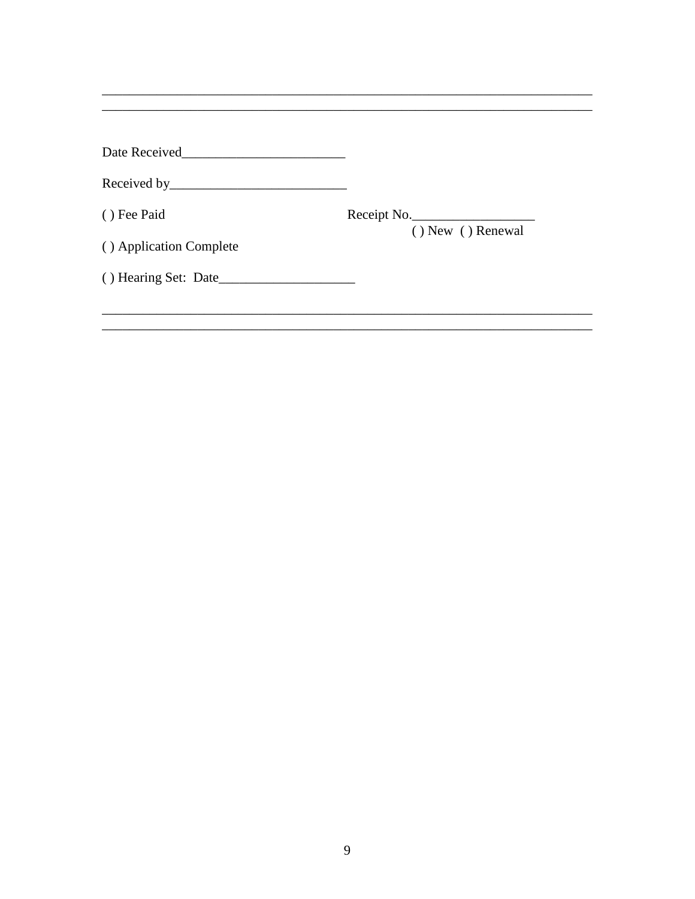---

Date Received________________________

Received by__________________________

( ) Fee Paid                                    Receipt No.__________________
                                                ( ) New  ( ) Renewal

( ) Application Complete

( ) Hearing Set:  Date____________________

---